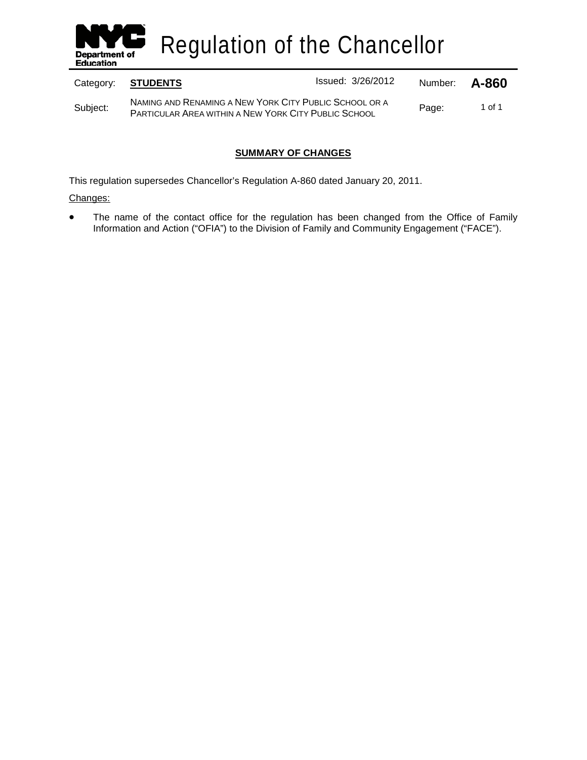# Regulation of the Chancellor

| Category: | **STUDENTS** | Issued: 3/26/2012 | Number: | **A-860** |
|---|---|---|---|---|
| Subject: | NAMING AND RENAMING A NEW YORK CITY PUBLIC SCHOOL OR A PARTICULAR AREA WITHIN A NEW YORK CITY PUBLIC SCHOOL | | Page: | 1 of 1 |

## SUMMARY OF CHANGES

This regulation supersedes Chancellor's Regulation A-860 dated January 20, 2011.

Changes:

- The name of the contact office for the regulation has been changed from the Office of Family Information and Action ("OFIA") to the Division of Family and Community Engagement ("FACE").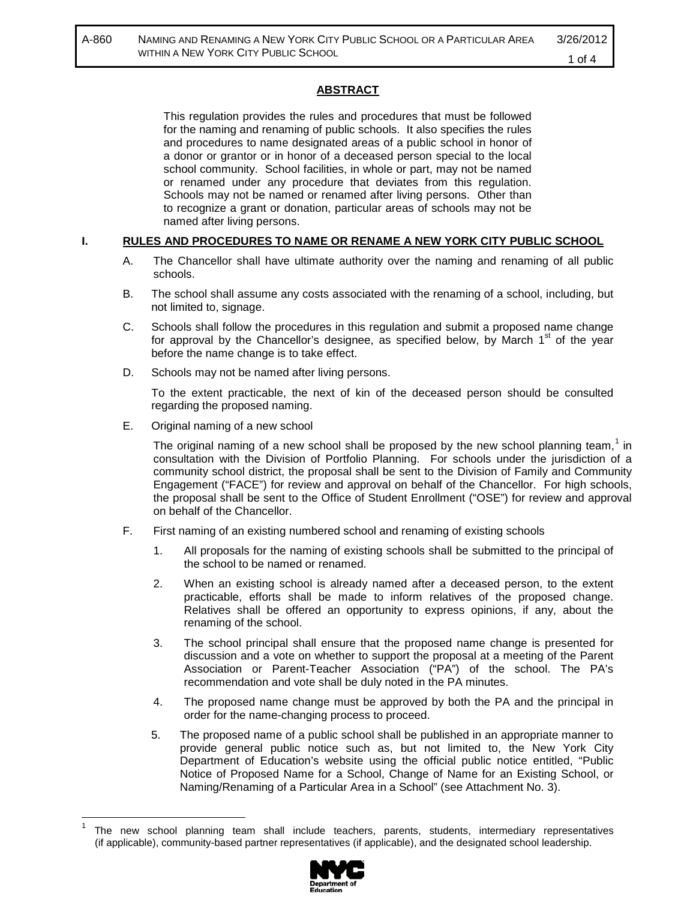## ABSTRACT

This regulation provides the rules and procedures that must be followed for the naming and renaming of public schools. It also specifies the rules and procedures to name designated areas of a public school in honor of a donor or grantor or in honor of a deceased person special to the local school community. School facilities, in whole or part, may not be named or renamed under any procedure that deviates from this regulation. Schools may not be named or renamed after living persons. Other than to recognize a grant or donation, particular areas of schools may not be named after living persons.

## I. RULES AND PROCEDURES TO NAME OR RENAME A NEW YORK CITY PUBLIC SCHOOL

A. The Chancellor shall have ultimate authority over the naming and renaming of all public schools.

B. The school shall assume any costs associated with the renaming of a school, including, but not limited to, signage.

C. Schools shall follow the procedures in this regulation and submit a proposed name change for approval by the Chancellor's designee, as specified below, by March 1st of the year before the name change is to take effect.

D. Schools may not be named after living persons.

To the extent practicable, the next of kin of the deceased person should be consulted regarding the proposed naming.

E. Original naming of a new school

The original naming of a new school shall be proposed by the new school planning team,[1] in consultation with the Division of Portfolio Planning. For schools under the jurisdiction of a community school district, the proposal shall be sent to the Division of Family and Community Engagement ("FACE") for review and approval on behalf of the Chancellor. For high schools, the proposal shall be sent to the Office of Student Enrollment ("OSE") for review and approval on behalf of the Chancellor.

F. First naming of an existing numbered school and renaming of existing schools

1. All proposals for the naming of existing schools shall be submitted to the principal of the school to be named or renamed.

2. When an existing school is already named after a deceased person, to the extent practicable, efforts shall be made to inform relatives of the proposed change. Relatives shall be offered an opportunity to express opinions, if any, about the renaming of the school.

3. The school principal shall ensure that the proposed name change is presented for discussion and a vote on whether to support the proposal at a meeting of the Parent Association or Parent-Teacher Association ("PA") of the school. The PA's recommendation and vote shall be duly noted in the PA minutes.

4. The proposed name change must be approved by both the PA and the principal in order for the name-changing process to proceed.

5. The proposed name of a public school shall be published in an appropriate manner to provide general public notice such as, but not limited to, the New York City Department of Education's website using the official public notice entitled, "Public Notice of Proposed Name for a School, Change of Name for an Existing School, or Naming/Renaming of a Particular Area in a School" (see Attachment No. 3).

---

[1] The new school planning team shall include teachers, parents, students, intermediary representatives (if applicable), community-based partner representatives (if applicable), and the designated school leadership.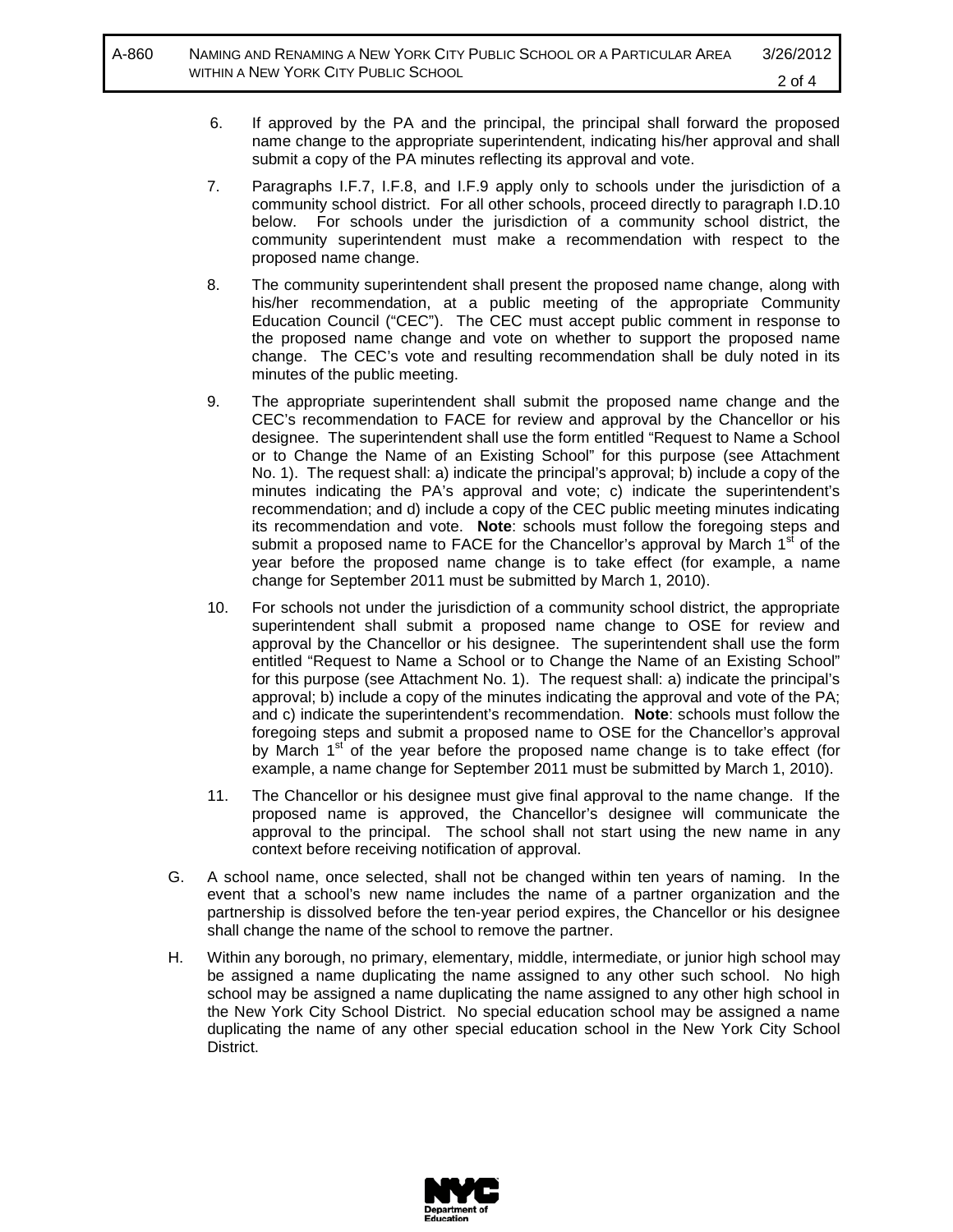6. If approved by the PA and the principal, the principal shall forward the proposed name change to the appropriate superintendent, indicating his/her approval and shall submit a copy of the PA minutes reflecting its approval and vote.

7. Paragraphs I.F.7, I.F.8, and I.F.9 apply only to schools under the jurisdiction of a community school district. For all other schools, proceed directly to paragraph I.D.10 below. For schools under the jurisdiction of a community school district, the community superintendent must make a recommendation with respect to the proposed name change.

8. The community superintendent shall present the proposed name change, along with his/her recommendation, at a public meeting of the appropriate Community Education Council ("CEC"). The CEC must accept public comment in response to the proposed name change and vote on whether to support the proposed name change. The CEC's vote and resulting recommendation shall be duly noted in its minutes of the public meeting.

9. The appropriate superintendent shall submit the proposed name change and the CEC's recommendation to FACE for review and approval by the Chancellor or his designee. The superintendent shall use the form entitled "Request to Name a School or to Change the Name of an Existing School" for this purpose (see Attachment No. 1). The request shall: a) indicate the principal's approval; b) include a copy of the minutes indicating the PA's approval and vote; c) indicate the superintendent's recommendation; and d) include a copy of the CEC public meeting minutes indicating its recommendation and vote. **Note**: schools must follow the foregoing steps and submit a proposed name to FACE for the Chancellor's approval by March 1st of the year before the proposed name change is to take effect (for example, a name change for September 2011 must be submitted by March 1, 2010).

10. For schools not under the jurisdiction of a community school district, the appropriate superintendent shall submit a proposed name change to OSE for review and approval by the Chancellor or his designee. The superintendent shall use the form entitled "Request to Name a School or to Change the Name of an Existing School" for this purpose (see Attachment No. 1). The request shall: a) indicate the principal's approval; b) include a copy of the minutes indicating the approval and vote of the PA; and c) indicate the superintendent's recommendation. **Note**: schools must follow the foregoing steps and submit a proposed name to OSE for the Chancellor's approval by March 1st of the year before the proposed name change is to take effect (for example, a name change for September 2011 must be submitted by March 1, 2010).

11. The Chancellor or his designee must give final approval to the name change. If the proposed name is approved, the Chancellor's designee will communicate the approval to the principal. The school shall not start using the new name in any context before receiving notification of approval.

G. A school name, once selected, shall not be changed within ten years of naming. In the event that a school's new name includes the name of a partner organization and the partnership is dissolved before the ten-year period expires, the Chancellor or his designee shall change the name of the school to remove the partner.

H. Within any borough, no primary, elementary, middle, intermediate, or junior high school may be assigned a name duplicating the name assigned to any other such school. No high school may be assigned a name duplicating the name assigned to any other high school in the New York City School District. No special education school may be assigned a name duplicating the name of any other special education school in the New York City School District.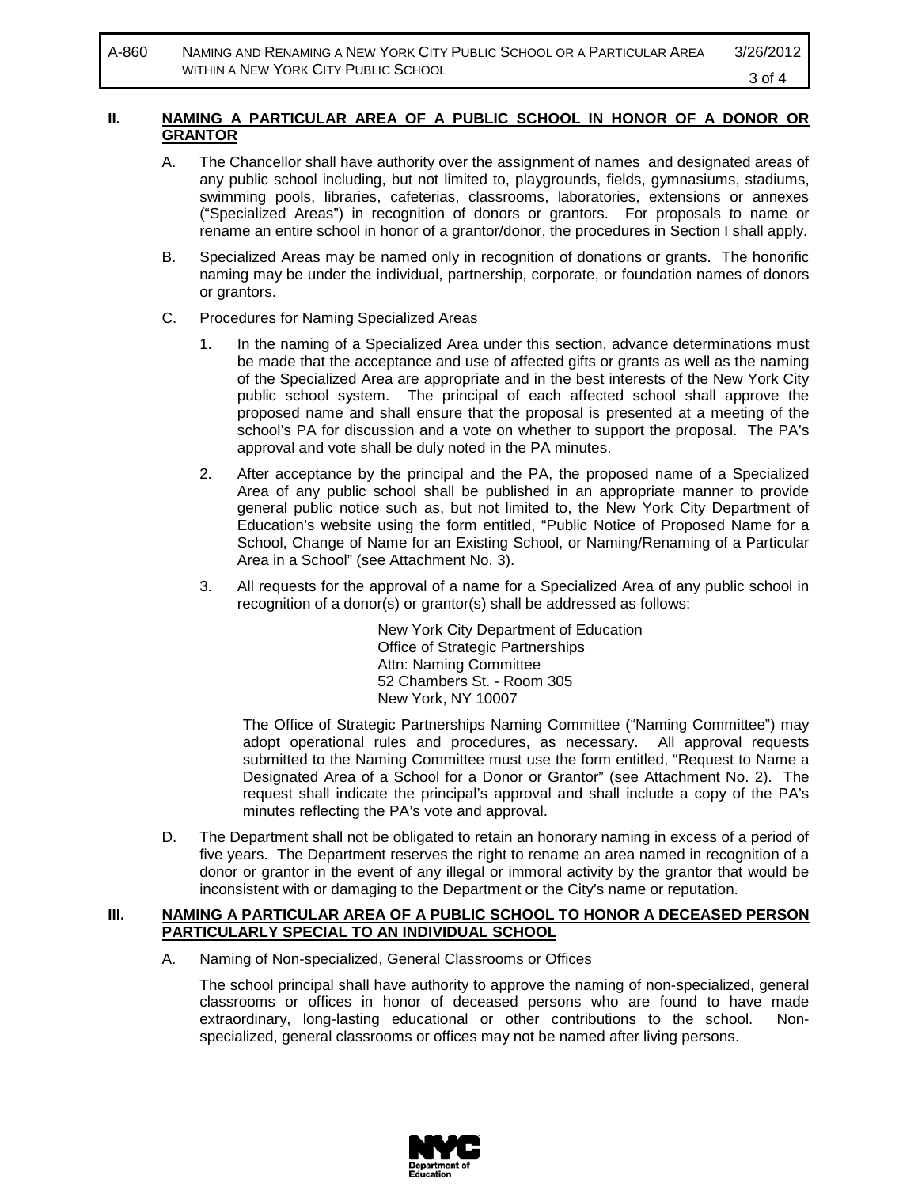## II. NAMING A PARTICULAR AREA OF A PUBLIC SCHOOL IN HONOR OF A DONOR OR GRANTOR

A. The Chancellor shall have authority over the assignment of names and designated areas of any public school including, but not limited to, playgrounds, fields, gymnasiums, stadiums, swimming pools, libraries, cafeterias, classrooms, laboratories, extensions or annexes ("Specialized Areas") in recognition of donors or grantors. For proposals to name or rename an entire school in honor of a grantor/donor, the procedures in Section I shall apply.

B. Specialized Areas may be named only in recognition of donations or grants. The honorific naming may be under the individual, partnership, corporate, or foundation names of donors or grantors.

C. Procedures for Naming Specialized Areas

1. In the naming of a Specialized Area under this section, advance determinations must be made that the acceptance and use of affected gifts or grants as well as the naming of the Specialized Area are appropriate and in the best interests of the New York City public school system. The principal of each affected school shall approve the proposed name and shall ensure that the proposal is presented at a meeting of the school's PA for discussion and a vote on whether to support the proposal. The PA's approval and vote shall be duly noted in the PA minutes.

2. After acceptance by the principal and the PA, the proposed name of a Specialized Area of any public school shall be published in an appropriate manner to provide general public notice such as, but not limited to, the New York City Department of Education's website using the form entitled, "Public Notice of Proposed Name for a School, Change of Name for an Existing School, or Naming/Renaming of a Particular Area in a School" (see Attachment No. 3).

3. All requests for the approval of a name for a Specialized Area of any public school in recognition of a donor(s) or grantor(s) shall be addressed as follows:

   New York City Department of Education
   Office of Strategic Partnerships
   Attn: Naming Committee
   52 Chambers St. - Room 305
   New York, NY 10007

   The Office of Strategic Partnerships Naming Committee ("Naming Committee") may adopt operational rules and procedures, as necessary. All approval requests submitted to the Naming Committee must use the form entitled, "Request to Name a Designated Area of a School for a Donor or Grantor" (see Attachment No. 2). The request shall indicate the principal's approval and shall include a copy of the PA's minutes reflecting the PA's vote and approval.

D. The Department shall not be obligated to retain an honorary naming in excess of a period of five years. The Department reserves the right to rename an area named in recognition of a donor or grantor in the event of any illegal or immoral activity by the grantor that would be inconsistent with or damaging to the Department or the City's name or reputation.

## III. NAMING A PARTICULAR AREA OF A PUBLIC SCHOOL TO HONOR A DECEASED PERSON PARTICULARLY SPECIAL TO AN INDIVIDUAL SCHOOL

A. Naming of Non-specialized, General Classrooms or Offices

The school principal shall have authority to approve the naming of non-specialized, general classrooms or offices in honor of deceased persons who are found to have made extraordinary, long-lasting educational or other contributions to the school. Non-specialized, general classrooms or offices may not be named after living persons.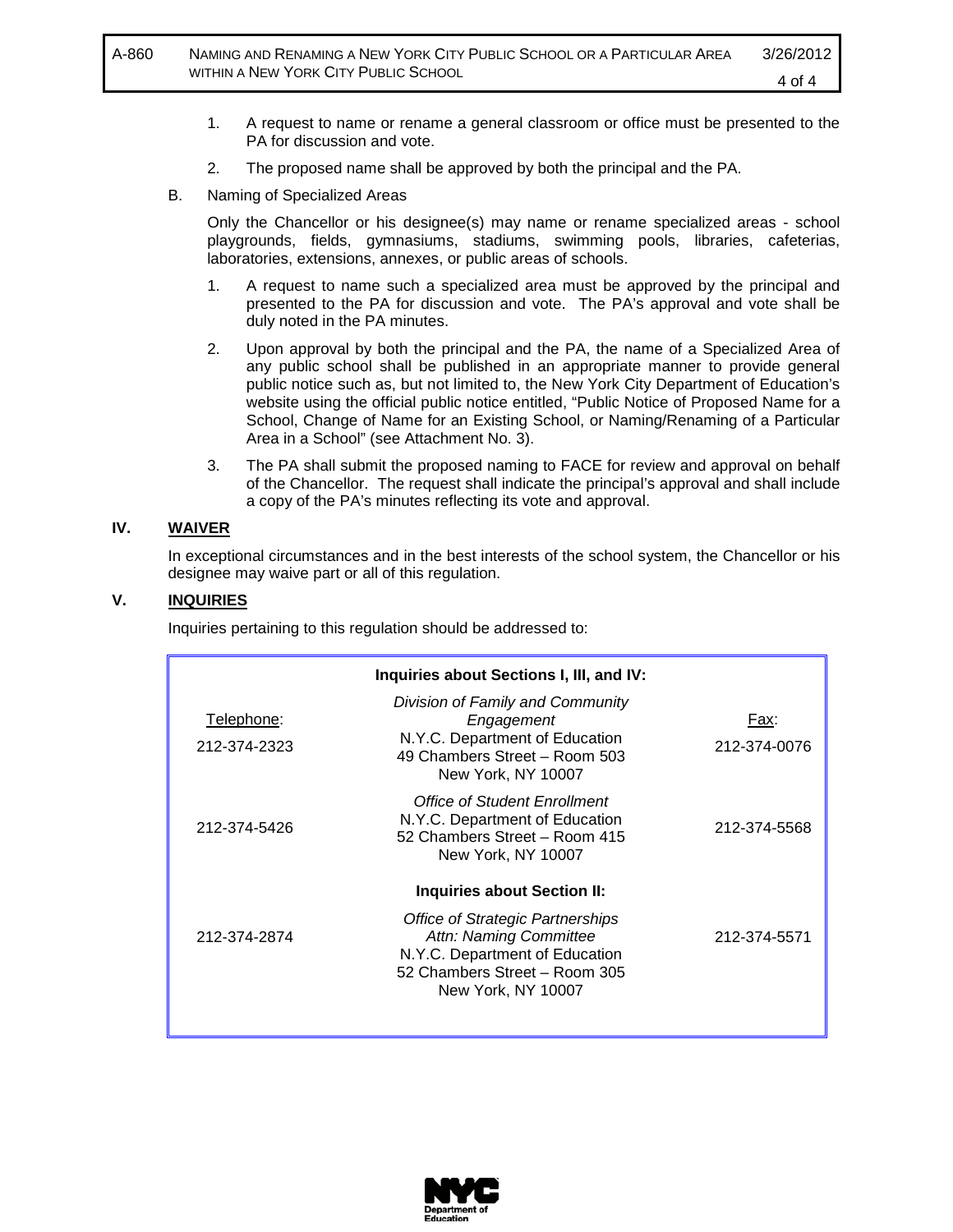1. A request to name or rename a general classroom or office must be presented to the PA for discussion and vote.

2. The proposed name shall be approved by both the principal and the PA.

B. Naming of Specialized Areas

Only the Chancellor or his designee(s) may name or rename specialized areas - school playgrounds, fields, gymnasiums, stadiums, swimming pools, libraries, cafeterias, laboratories, extensions, annexes, or public areas of schools.

1. A request to name such a specialized area must be approved by the principal and presented to the PA for discussion and vote. The PA's approval and vote shall be duly noted in the PA minutes.

2. Upon approval by both the principal and the PA, the name of a Specialized Area of any public school shall be published in an appropriate manner to provide general public notice such as, but not limited to, the New York City Department of Education's website using the official public notice entitled, "Public Notice of Proposed Name for a School, Change of Name for an Existing School, or Naming/Renaming of a Particular Area in a School" (see Attachment No. 3).

3. The PA shall submit the proposed naming to FACE for review and approval on behalf of the Chancellor. The request shall indicate the principal's approval and shall include a copy of the PA's minutes reflecting its vote and approval.

## IV. WAIVER

In exceptional circumstances and in the best interests of the school system, the Chancellor or his designee may waive part or all of this regulation.

## V. INQUIRIES

Inquiries pertaining to this regulation should be addressed to:

| Telephone: | **Inquiries about Sections I, III, and IV:** | Fax: |
|---|---|---|
| 212-374-2323 | *Division of Family and Community Engagement*<br>N.Y.C. Department of Education<br>49 Chambers Street – Room 503<br>New York, NY 10007 | 212-374-0076 |
| 212-374-5426 | *Office of Student Enrollment*<br>N.Y.C. Department of Education<br>52 Chambers Street – Room 415<br>New York, NY 10007 | 212-374-5568 |
| | **Inquiries about Section II:** | |
| 212-374-2874 | *Office of Strategic Partnerships*<br>*Attn: Naming Committee*<br>N.Y.C. Department of Education<br>52 Chambers Street – Room 305<br>New York, NY 10007 | 212-374-5571 |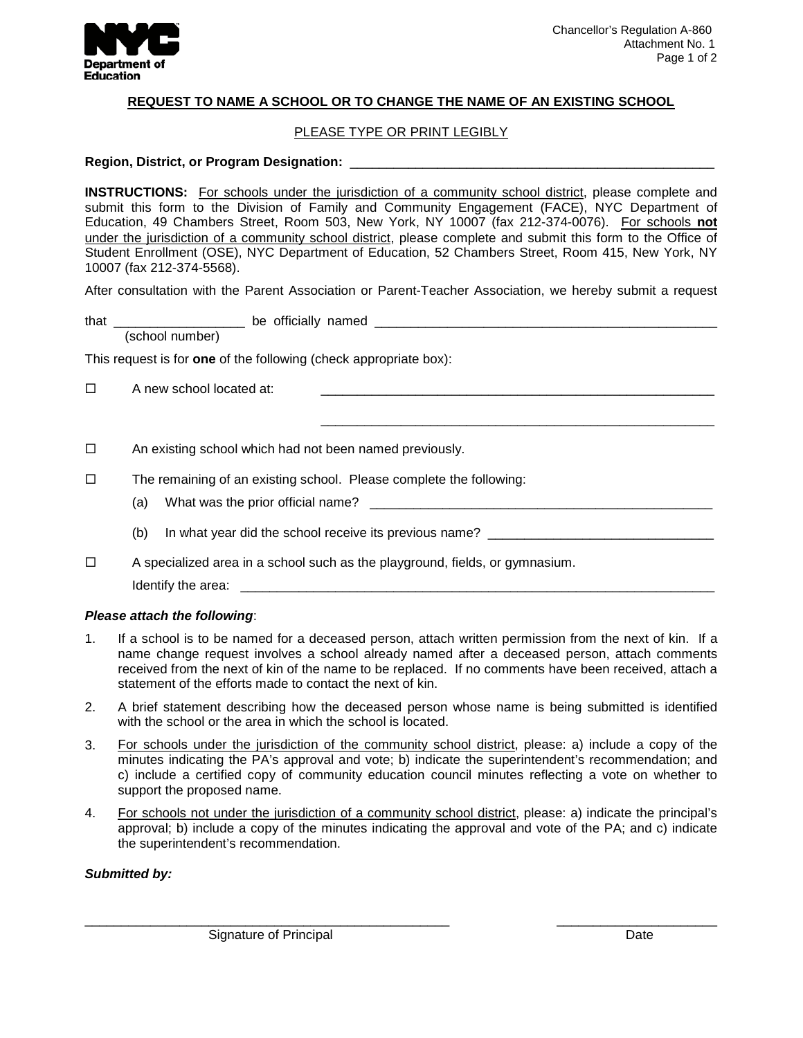NYC Department of Education

Chancellor's Regulation A-860
Attachment No. 1

## REQUEST TO NAME A SCHOOL OR TO CHANGE THE NAME OF AN EXISTING SCHOOL

PLEASE TYPE OR PRINT LEGIBLY

**Region, District, or Program Designation:** ____________________________________________________

**INSTRUCTIONS:** For schools under the jurisdiction of a community school district, please complete and submit this form to the Division of Family and Community Engagement (FACE), NYC Department of Education, 49 Chambers Street, Room 503, New York, NY 10007 (fax 212-374-0076). For schools **not** under the jurisdiction of a community school district, please complete and submit this form to the Office of Student Enrollment (OSE), NYC Department of Education, 52 Chambers Street, Room 415, New York, NY 10007 (fax 212-374-5568).

After consultation with the Parent Association or Parent-Teacher Association, we hereby submit a request

that __________________ be officially named __________________________________________________
(school number)

This request is for **one** of the following (check appropriate box):

☐ A new school located at: ________________________________________________________

________________________________________________________

☐ An existing school which had not been named previously.

☐ The remaining of an existing school. Please complete the following:

(a) What was the prior official name? __________________________________________________

(b) In what year did the school receive its previous name? ________________________________

☐ A specialized area in a school such as the playground, fields, or gymnasium.

Identify the area: ______________________________________________________________________

***Please attach the following***:

1. If a school is to be named for a deceased person, attach written permission from the next of kin. If a name change request involves a school already named after a deceased person, attach comments received from the next of kin of the name to be replaced. If no comments have been received, attach a statement of the efforts made to contact the next of kin.
2. A brief statement describing how the deceased person whose name is being submitted is identified with the school or the area in which the school is located.
3. For schools under the jurisdiction of the community school district, please: a) include a copy of the minutes indicating the PA's approval and vote; b) indicate the superintendent's recommendation; and c) include a certified copy of community education council minutes reflecting a vote on whether to support the proposed name.
4. For schools not under the jurisdiction of a community school district, please: a) indicate the principal's approval; b) include a copy of the minutes indicating the approval and vote of the PA; and c) indicate the superintendent's recommendation.

***Submitted by:***

_______________________________________________ ______________________
Signature of Principal Date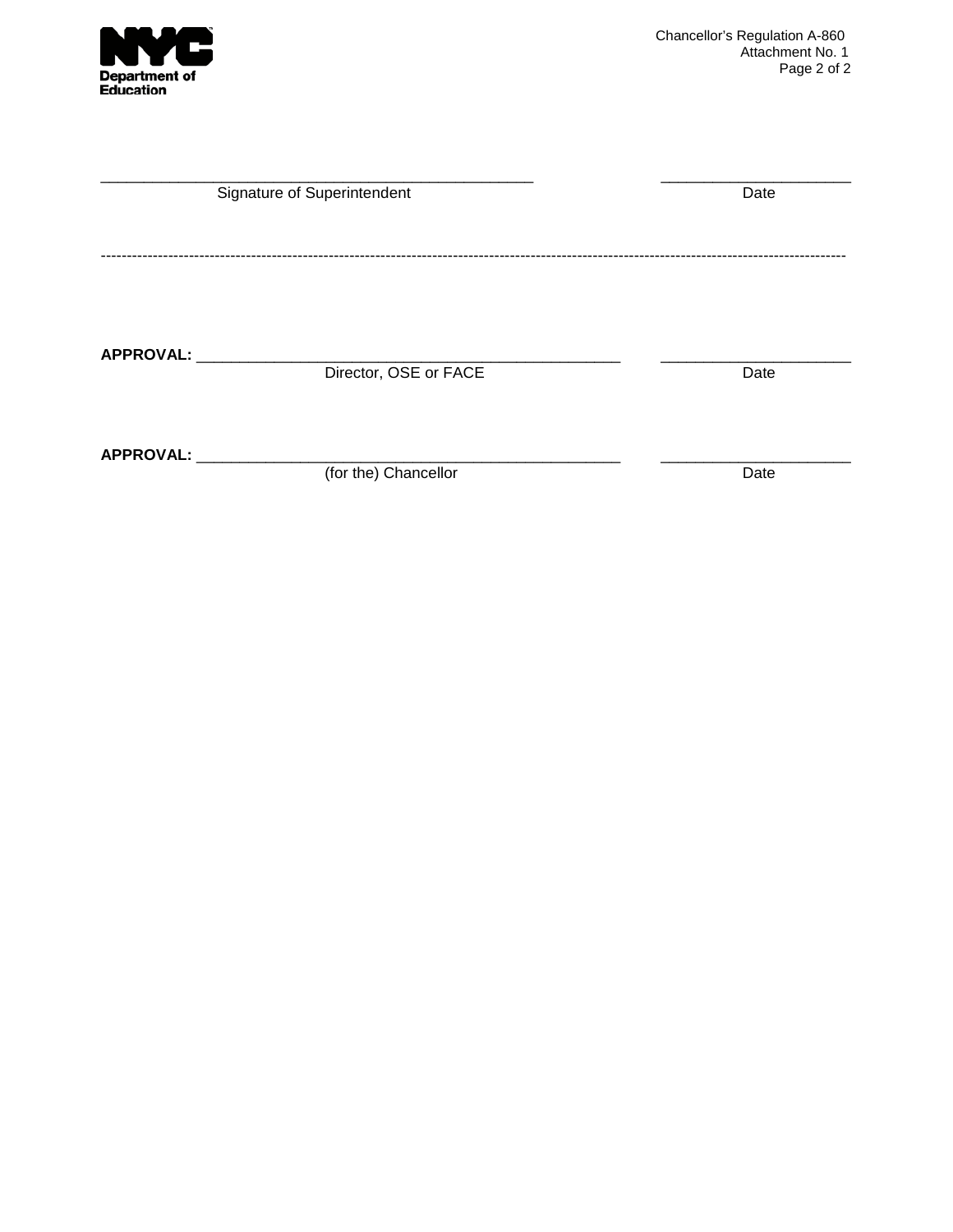\_\_\_\_\_\_\_\_\_\_\_\_\_\_\_\_\_\_\_\_\_\_\_\_\_\_\_\_\_\_\_\_\_\_\_\_\_\_\_\_\_\_\_\_\_\_\_\_\_\_ \_\_\_\_\_\_\_\_\_\_\_\_\_\_\_\_\_\_\_\_\_\_
Signature of Superintendent Date

------------------------------------------------------------------------------------------------------------------------------------------------

**APPROVAL:** \_\_\_\_\_\_\_\_\_\_\_\_\_\_\_\_\_\_\_\_\_\_\_\_\_\_\_\_\_\_\_\_\_\_\_\_\_\_\_\_\_\_\_\_\_\_\_\_\_\_ \_\_\_\_\_\_\_\_\_\_\_\_\_\_\_\_\_\_\_\_\_\_
Director, OSE or FACE Date

**APPROVAL:** \_\_\_\_\_\_\_\_\_\_\_\_\_\_\_\_\_\_\_\_\_\_\_\_\_\_\_\_\_\_\_\_\_\_\_\_\_\_\_\_\_\_\_\_\_\_\_\_\_\_ \_\_\_\_\_\_\_\_\_\_\_\_\_\_\_\_\_\_\_\_\_\_
(for the) Chancellor Date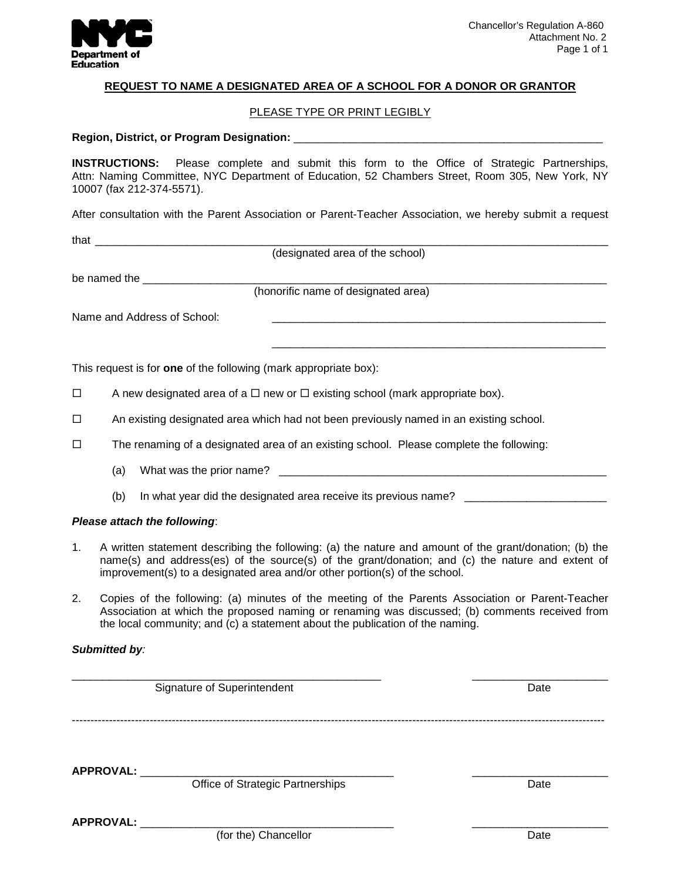Chancellor's Regulation A-860
Attachment No. 2

## REQUEST TO NAME A DESIGNATED AREA OF A SCHOOL FOR A DONOR OR GRANTOR

PLEASE TYPE OR PRINT LEGIBLY

**Region, District, or Program Designation:** ____________________________________________________

**INSTRUCTIONS:** Please complete and submit this form to the Office of Strategic Partnerships, Attn: Naming Committee, NYC Department of Education, 52 Chambers Street, Room 305, New York, NY 10007 (fax 212-374-5571).

After consultation with the Parent Association or Parent-Teacher Association, we hereby submit a request

that ________________________________________________________________________________
(designated area of the school)

be named the __________________________________________________________________________
(honorific name of designated area)

Name and Address of School: ________________________________________________________

________________________________________________________

This request is for **one** of the following (mark appropriate box):

☐ A new designated area of a ☐ new or ☐ existing school (mark appropriate box).

☐ An existing designated area which had not been previously named in an existing school.

☐ The renaming of a designated area of an existing school. Please complete the following:

(a) What was the prior name? ________________________________________________________

(b) In what year did the designated area receive its previous name? ______________________

***Please attach the following***:

1. A written statement describing the following: (a) the nature and amount of the grant/donation; (b) the name(s) and address(es) of the source(s) of the grant/donation; and (c) the nature and extent of improvement(s) to a designated area and/or other portion(s) of the school.

2. Copies of the following: (a) minutes of the meeting of the Parents Association or Parent-Teacher Association at which the proposed naming or renaming was discussed; (b) comments received from the local community; and (c) a statement about the publication of the naming.

***Submitted by***:

__________________________________________________ ______________________
Signature of Superintendent Date

---

**APPROVAL:** ________________________________________ ______________________
Office of Strategic Partnerships Date

**APPROVAL:** ________________________________________ ______________________
(for the) Chancellor Date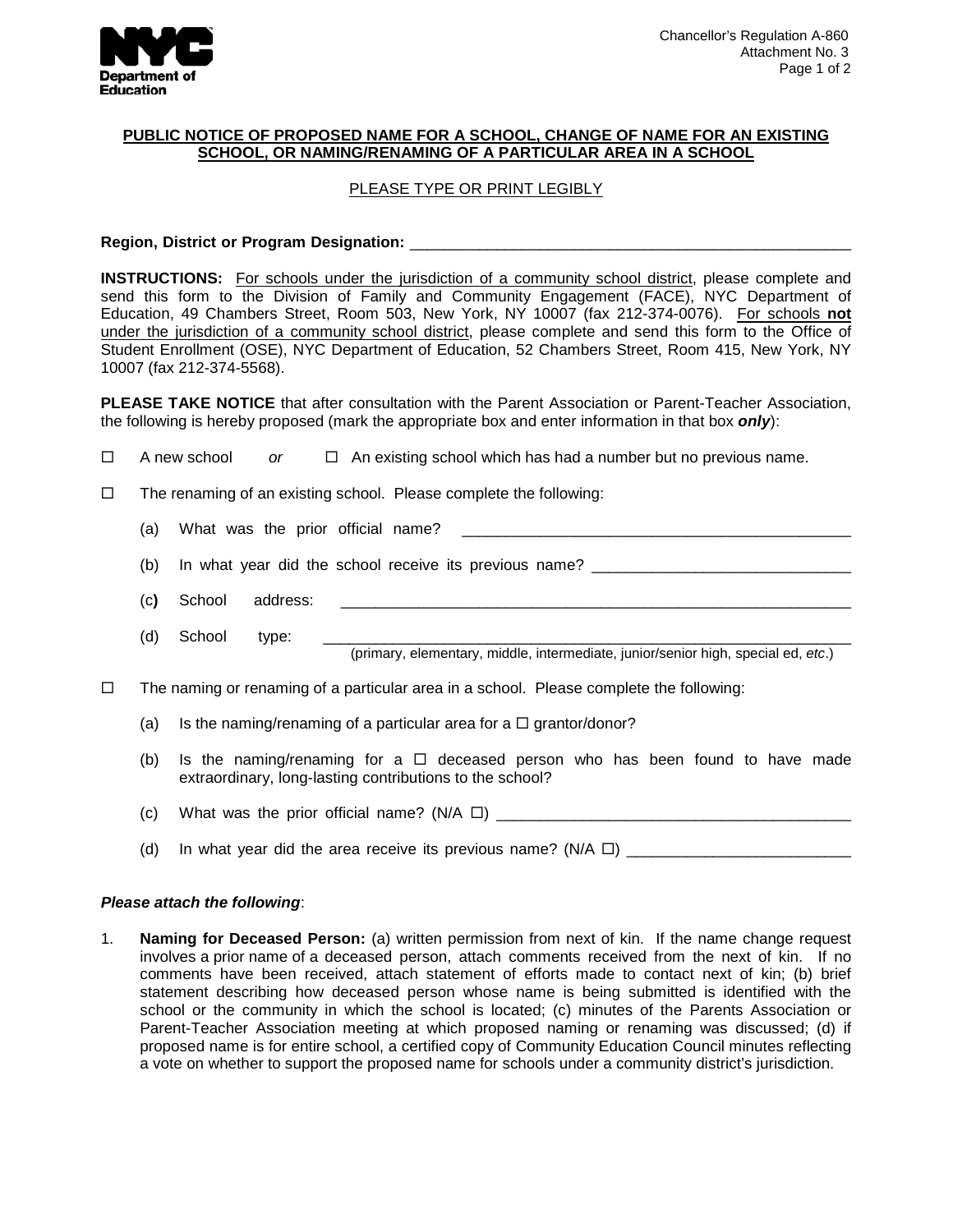**PUBLIC NOTICE OF PROPOSED NAME FOR A SCHOOL, CHANGE OF NAME FOR AN EXISTING SCHOOL, OR NAMING/RENAMING OF A PARTICULAR AREA IN A SCHOOL**

PLEASE TYPE OR PRINT LEGIBLY

**Region, District or Program Designation:** ___________________________________________________

**INSTRUCTIONS:** For schools under the jurisdiction of a community school district, please complete and send this form to the Division of Family and Community Engagement (FACE), NYC Department of Education, 49 Chambers Street, Room 503, New York, NY 10007 (fax 212-374-0076). For schools **not** under the jurisdiction of a community school district, please complete and send this form to the Office of Student Enrollment (OSE), NYC Department of Education, 52 Chambers Street, Room 415, New York, NY 10007 (fax 212-374-5568).

**PLEASE TAKE NOTICE** that after consultation with the Parent Association or Parent-Teacher Association, the following is hereby proposed (mark the appropriate box and enter information in that box ***only***):

☐ A new school *or* ☐ An existing school which has had a number but no previous name.

☐ The renaming of an existing school. Please complete the following:

(a) What was the prior official name? ____________________________________________

(b) In what year did the school receive its previous name? _____________________________

(c) School address: ____________________________________________________________

(d) School type: ____________________________________________________________
(primary, elementary, middle, intermediate, junior/senior high, special ed, *etc*.)

☐ The naming or renaming of a particular area in a school. Please complete the following:

(a) Is the naming/renaming of a particular area for a ☐ grantor/donor?

(b) Is the naming/renaming for a ☐ deceased person who has been found to have made extraordinary, long-lasting contributions to the school?

(c) What was the prior official name? (N/A ☐) ________________________________________

(d) In what year did the area receive its previous name? (N/A ☐) _________________________

***Please attach the following***:

1. **Naming for Deceased Person:** (a) written permission from next of kin. If the name change request involves a prior name of a deceased person, attach comments received from the next of kin. If no comments have been received, attach statement of efforts made to contact next of kin; (b) brief statement describing how deceased person whose name is being submitted is identified with the school or the community in which the school is located; (c) minutes of the Parents Association or Parent-Teacher Association meeting at which proposed naming or renaming was discussed; (d) if proposed name is for entire school, a certified copy of Community Education Council minutes reflecting a vote on whether to support the proposed name for schools under a community district's jurisdiction.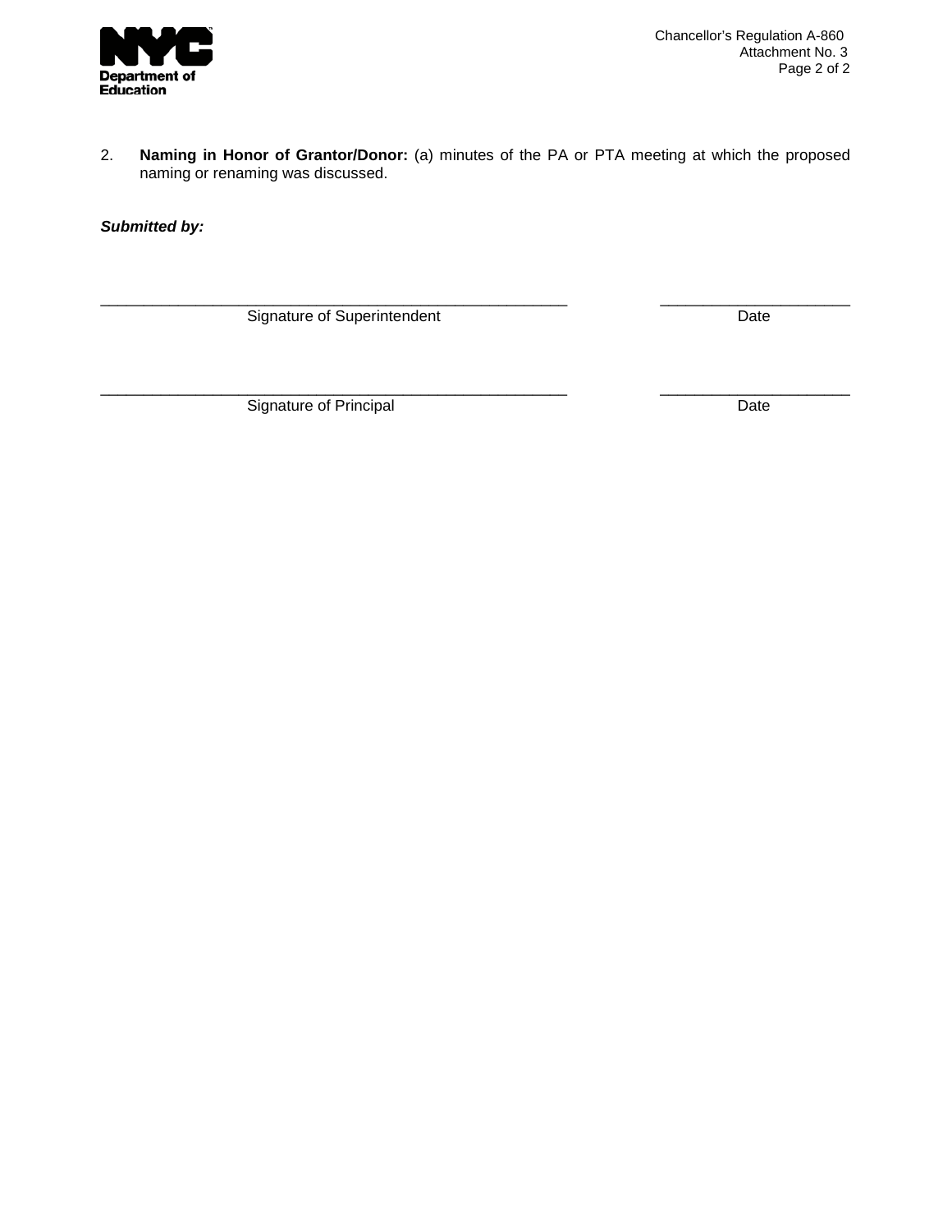2. **Naming in Honor of Grantor/Donor:** (a) minutes of the PA or PTA meeting at which the proposed naming or renaming was discussed.

***Submitted by:***

\_\_\_\_\_\_\_\_\_\_\_\_\_\_\_\_\_\_\_\_\_\_\_\_\_\_\_\_\_\_\_\_\_\_\_\_\_\_\_\_\_\_\_\_\_\_\_\_\_ \_\_\_\_\_\_\_\_\_\_\_\_\_\_\_\_\_\_\_\_\_\_

Signature of Superintendent Date

\_\_\_\_\_\_\_\_\_\_\_\_\_\_\_\_\_\_\_\_\_\_\_\_\_\_\_\_\_\_\_\_\_\_\_\_\_\_\_\_\_\_\_\_\_\_\_\_\_ \_\_\_\_\_\_\_\_\_\_\_\_\_\_\_\_\_\_\_\_\_\_

Signature of Principal Date